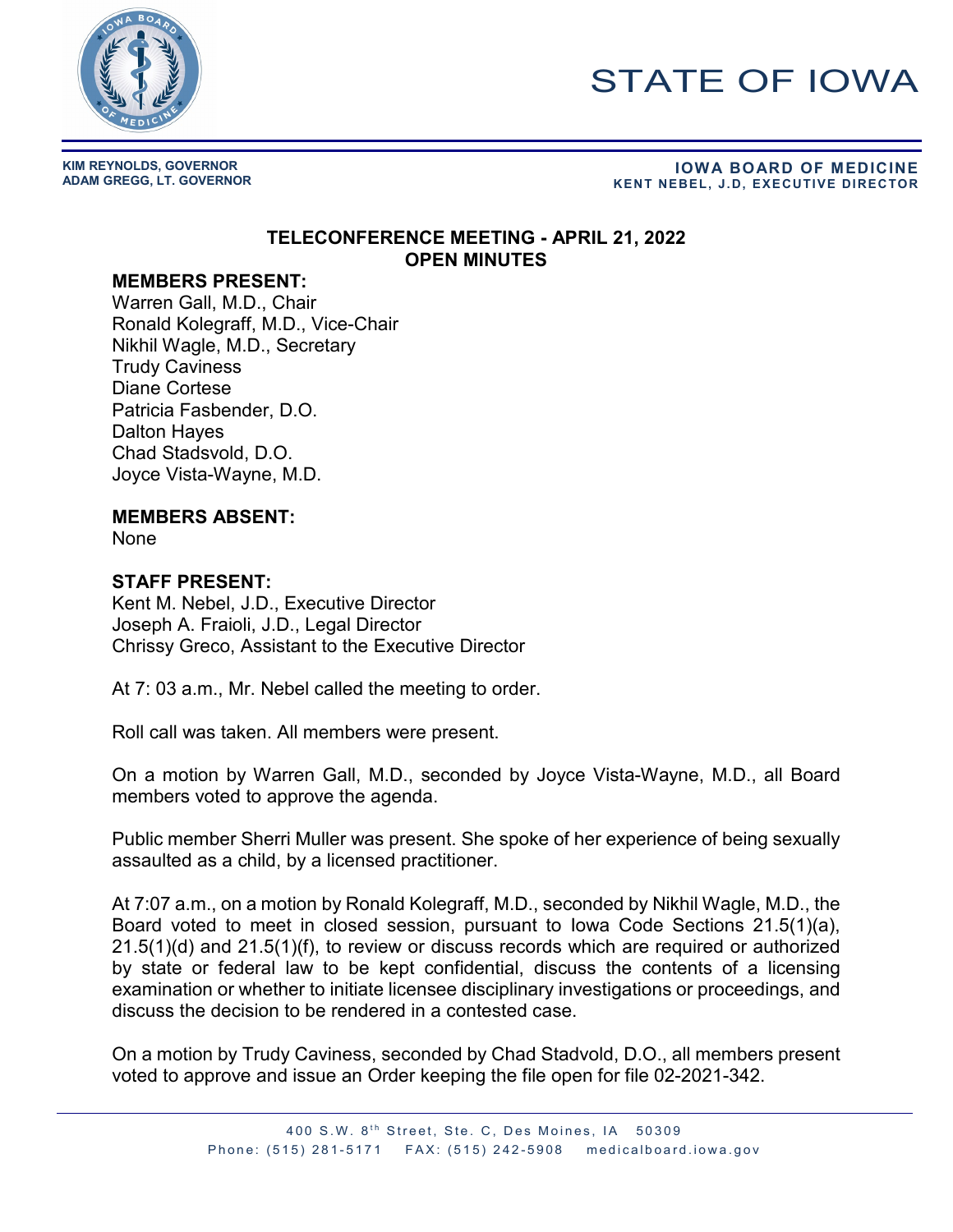# STATE OF IOWA

**KIM REYNOLDS, GOVERNOR**
**ADAM GREGG, LT. GOVERNOR**

**IOWA BOARD OF MEDICINE**
**KENT NEBEL, J.D, EXECUTIVE DIRECTOR**

## TELECONFERENCE MEETING - APRIL 21, 2022
## OPEN MINUTES

**MEMBERS PRESENT:**
Warren Gall, M.D., Chair
Ronald Kolegraff, M.D., Vice-Chair
Nikhil Wagle, M.D., Secretary
Trudy Caviness
Diane Cortese
Patricia Fasbender, D.O.
Dalton Hayes
Chad Stadsvold, D.O.
Joyce Vista-Wayne, M.D.

**MEMBERS ABSENT:**
None

**STAFF PRESENT:**
Kent M. Nebel, J.D., Executive Director
Joseph A. Fraioli, J.D., Legal Director
Chrissy Greco, Assistant to the Executive Director

At 7: 03 a.m., Mr. Nebel called the meeting to order.

Roll call was taken. All members were present.

On a motion by Warren Gall, M.D., seconded by Joyce Vista-Wayne, M.D., all Board members voted to approve the agenda.

Public member Sherri Muller was present. She spoke of her experience of being sexually assaulted as a child, by a licensed practitioner.

At 7:07 a.m., on a motion by Ronald Kolegraff, M.D., seconded by Nikhil Wagle, M.D., the Board voted to meet in closed session, pursuant to Iowa Code Sections 21.5(1)(a), 21.5(1)(d) and 21.5(1)(f), to review or discuss records which are required or authorized by state or federal law to be kept confidential, discuss the contents of a licensing examination or whether to initiate licensee disciplinary investigations or proceedings, and discuss the decision to be rendered in a contested case.

On a motion by Trudy Caviness, seconded by Chad Stadvold, D.O., all members present voted to approve and issue an Order keeping the file open for file 02-2021-342.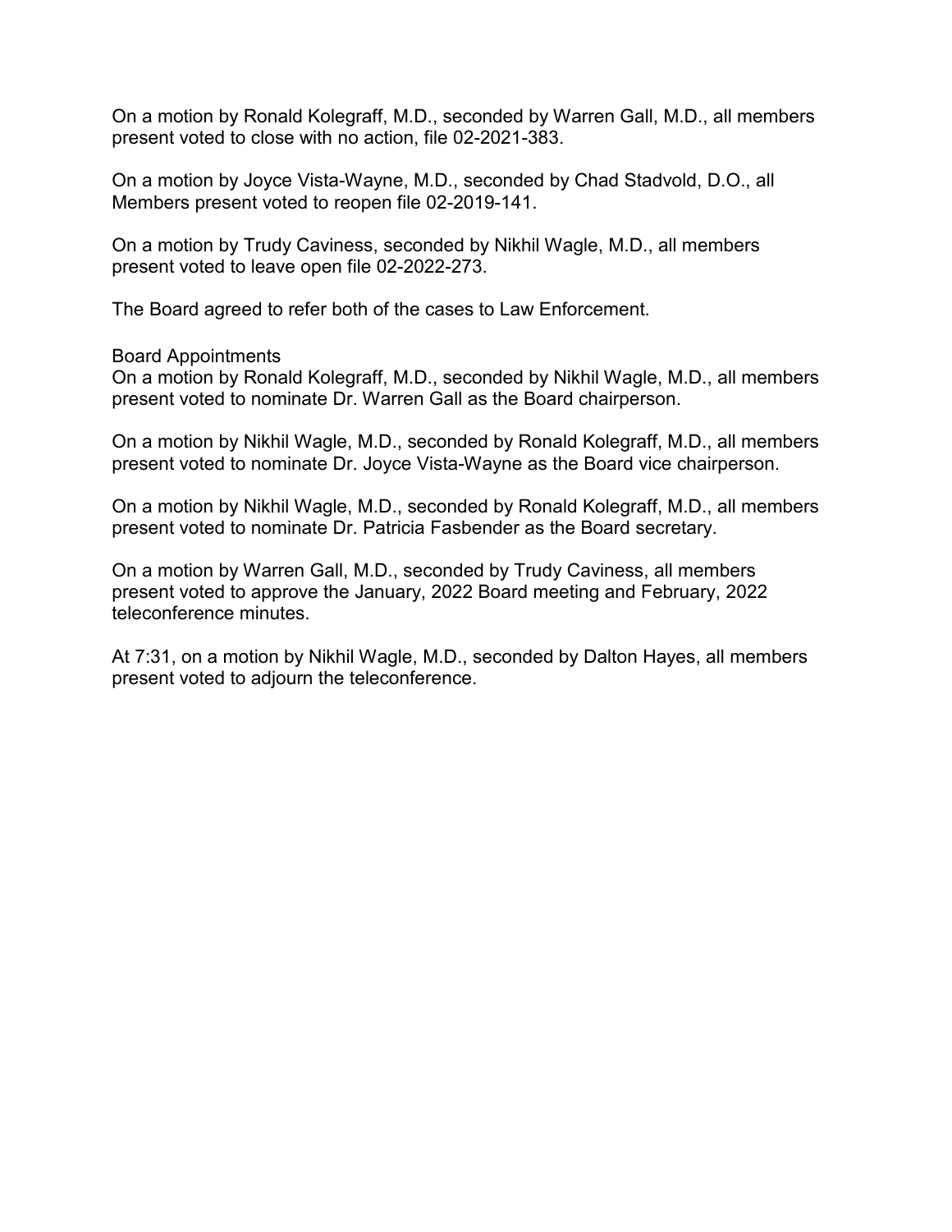On a motion by Ronald Kolegraff, M.D., seconded by Warren Gall, M.D., all members present voted to close with no action, file 02-2021-383.

On a motion by Joyce Vista-Wayne, M.D., seconded by Chad Stadvold, D.O., all Members present voted to reopen file 02-2019-141.

On a motion by Trudy Caviness, seconded by Nikhil Wagle, M.D., all members present voted to leave open file 02-2022-273.

The Board agreed to refer both of the cases to Law Enforcement.

Board Appointments

On a motion by Ronald Kolegraff, M.D., seconded by Nikhil Wagle, M.D., all members present voted to nominate Dr. Warren Gall as the Board chairperson.

On a motion by Nikhil Wagle, M.D., seconded by Ronald Kolegraff, M.D., all members present voted to nominate Dr. Joyce Vista-Wayne as the Board vice chairperson.

On a motion by Nikhil Wagle, M.D., seconded by Ronald Kolegraff, M.D., all members present voted to nominate Dr. Patricia Fasbender as the Board secretary.

On a motion by Warren Gall, M.D., seconded by Trudy Caviness, all members present voted to approve the January, 2022 Board meeting and February, 2022 teleconference minutes.

At 7:31, on a motion by Nikhil Wagle, M.D., seconded by Dalton Hayes, all members present voted to adjourn the teleconference.